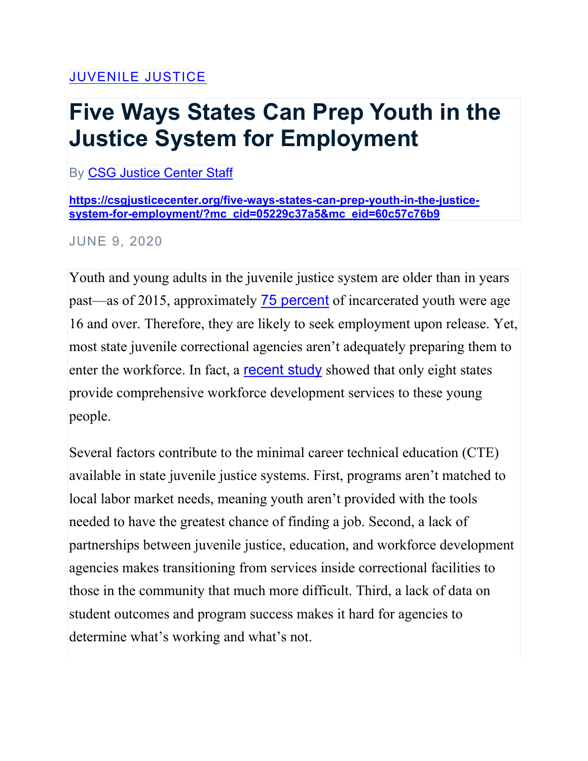JUVENILE JUSTICE

# Five Ways States Can Prep Youth in the Justice System for Employment

By CSG Justice Center Staff

**https://csgjusticecenter.org/five-ways-states-can-prep-youth-in-the-justice-system-for-employment/?mc_cid=05229c37a5&mc_eid=60c57c76b9**

JUNE 9, 2020

Youth and young adults in the juvenile justice system are older than in years past—as of 2015, approximately 75 percent of incarcerated youth were age 16 and over. Therefore, they are likely to seek employment upon release. Yet, most state juvenile correctional agencies aren't adequately preparing them to enter the workforce. In fact, a recent study showed that only eight states provide comprehensive workforce development services to these young people.

Several factors contribute to the minimal career technical education (CTE) available in state juvenile justice systems. First, programs aren't matched to local labor market needs, meaning youth aren't provided with the tools needed to have the greatest chance of finding a job. Second, a lack of partnerships between juvenile justice, education, and workforce development agencies makes transitioning from services inside correctional facilities to those in the community that much more difficult. Third, a lack of data on student outcomes and program success makes it hard for agencies to determine what's working and what's not.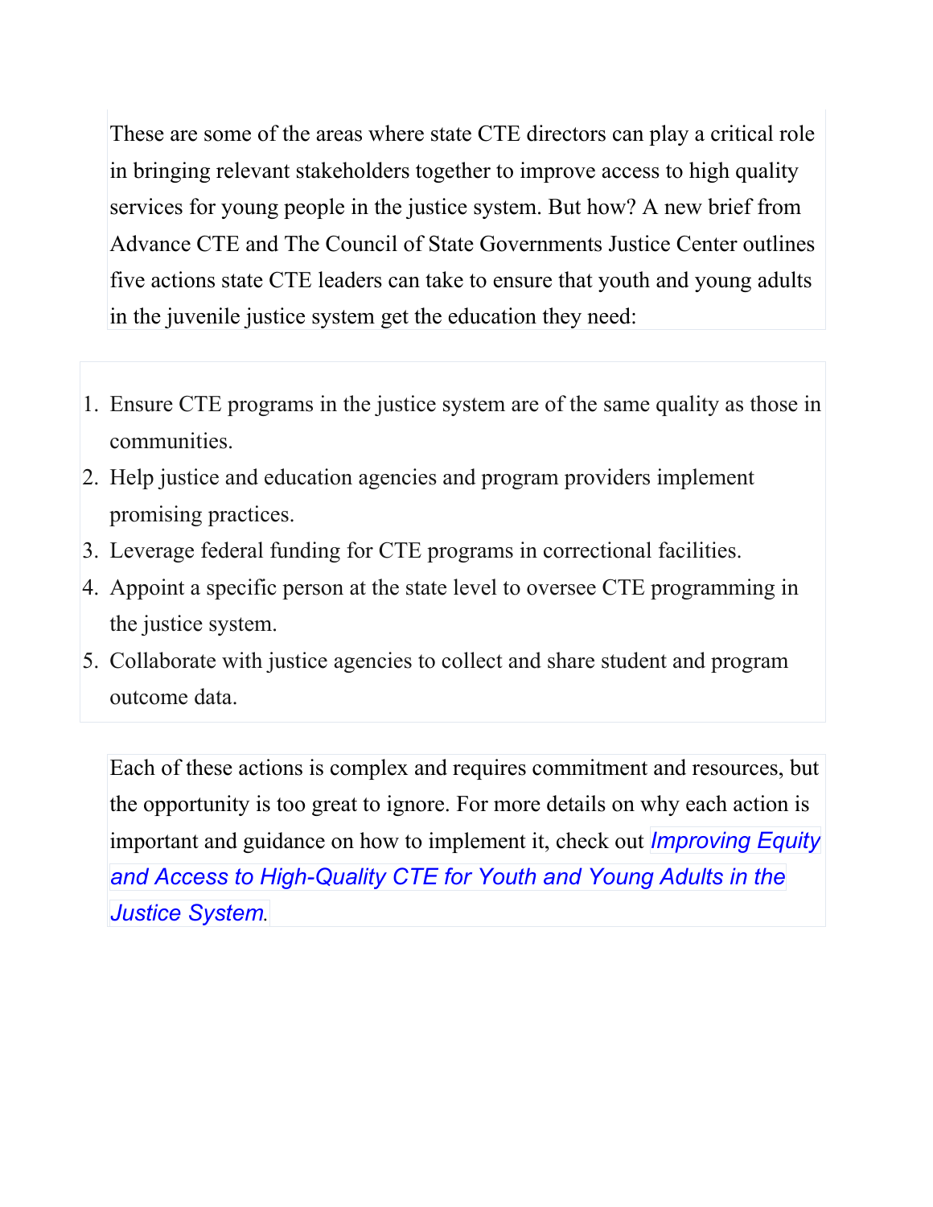These are some of the areas where state CTE directors can play a critical role in bringing relevant stakeholders together to improve access to high quality services for young people in the justice system. But how? A new brief from Advance CTE and The Council of State Governments Justice Center outlines five actions state CTE leaders can take to ensure that youth and young adults in the juvenile justice system get the education they need:

1. Ensure CTE programs in the justice system are of the same quality as those in communities.
2. Help justice and education agencies and program providers implement promising practices.
3. Leverage federal funding for CTE programs in correctional facilities.
4. Appoint a specific person at the state level to oversee CTE programming in the justice system.
5. Collaborate with justice agencies to collect and share student and program outcome data.

Each of these actions is complex and requires commitment and resources, but the opportunity is too great to ignore. For more details on why each action is important and guidance on how to implement it, check out *Improving Equity and Access to High-Quality CTE for Youth and Young Adults in the Justice System*.